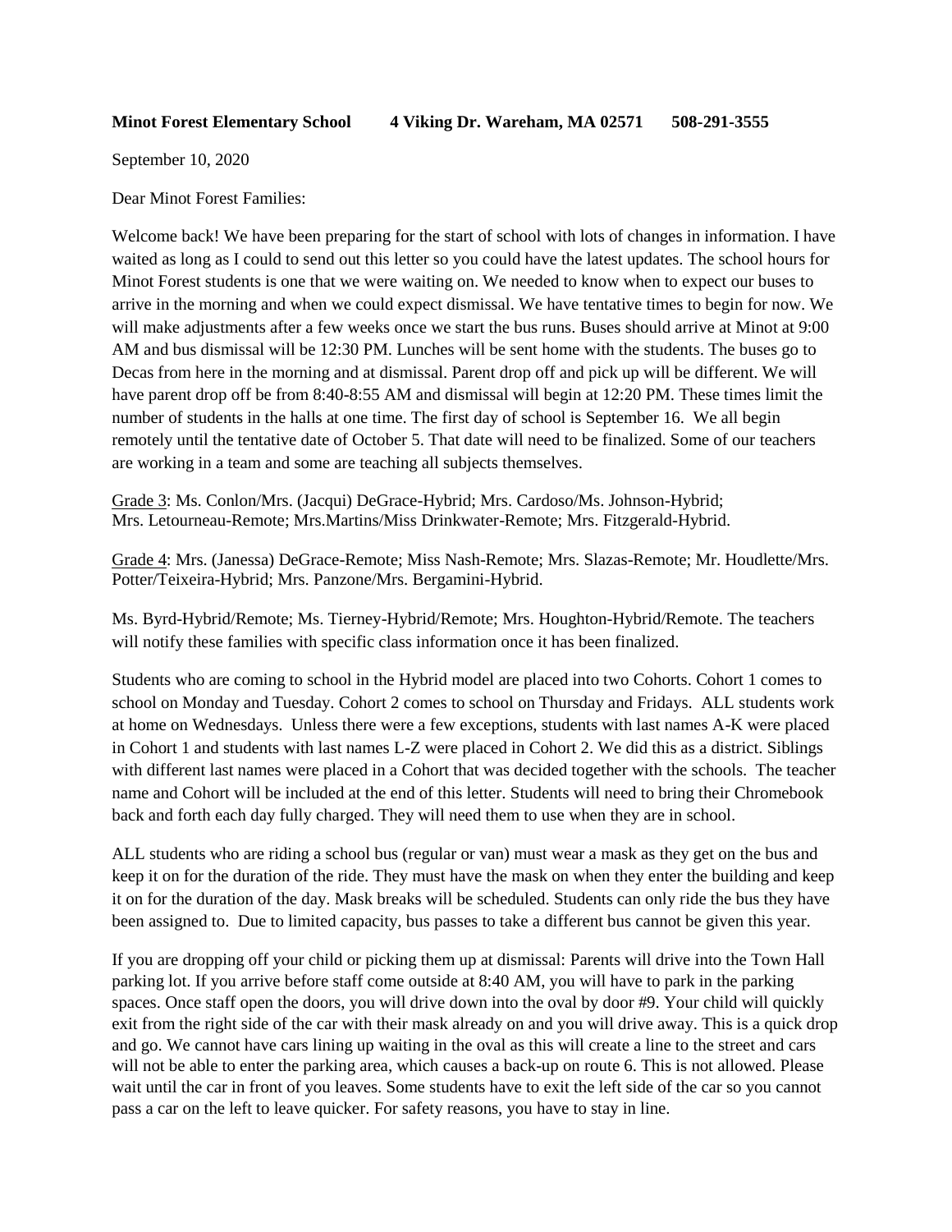**Minot Forest Elementary School 4 Viking Dr. Wareham, MA 02571 508-291-3555**

September 10, 2020

Dear Minot Forest Families:

Welcome back! We have been preparing for the start of school with lots of changes in information. I have waited as long as I could to send out this letter so you could have the latest updates. The school hours for Minot Forest students is one that we were waiting on. We needed to know when to expect our buses to arrive in the morning and when we could expect dismissal. We have tentative times to begin for now. We will make adjustments after a few weeks once we start the bus runs. Buses should arrive at Minot at 9:00 AM and bus dismissal will be 12:30 PM. Lunches will be sent home with the students. The buses go to Decas from here in the morning and at dismissal. Parent drop off and pick up will be different. We will have parent drop off be from 8:40-8:55 AM and dismissal will begin at 12:20 PM. These times limit the number of students in the halls at one time. The first day of school is September 16. We all begin remotely until the tentative date of October 5. That date will need to be finalized. Some of our teachers are working in a team and some are teaching all subjects themselves.

<u>Grade 3</u>: Ms. Conlon/Mrs. (Jacqui) DeGrace-Hybrid; Mrs. Cardoso/Ms. Johnson-Hybrid; Mrs. Letourneau-Remote; Mrs.Martins/Miss Drinkwater-Remote; Mrs. Fitzgerald-Hybrid.

<u>Grade 4</u>: Mrs. (Janessa) DeGrace-Remote; Miss Nash-Remote; Mrs. Slazas-Remote; Mr. Houdlette/Mrs. Potter/Teixeira-Hybrid; Mrs. Panzone/Mrs. Bergamini-Hybrid.

Ms. Byrd-Hybrid/Remote; Ms. Tierney-Hybrid/Remote; Mrs. Houghton-Hybrid/Remote. The teachers will notify these families with specific class information once it has been finalized.

Students who are coming to school in the Hybrid model are placed into two Cohorts. Cohort 1 comes to school on Monday and Tuesday. Cohort 2 comes to school on Thursday and Fridays. ALL students work at home on Wednesdays. Unless there were a few exceptions, students with last names A-K were placed in Cohort 1 and students with last names L-Z were placed in Cohort 2. We did this as a district. Siblings with different last names were placed in a Cohort that was decided together with the schools. The teacher name and Cohort will be included at the end of this letter. Students will need to bring their Chromebook back and forth each day fully charged. They will need them to use when they are in school.

ALL students who are riding a school bus (regular or van) must wear a mask as they get on the bus and keep it on for the duration of the ride. They must have the mask on when they enter the building and keep it on for the duration of the day. Mask breaks will be scheduled. Students can only ride the bus they have been assigned to. Due to limited capacity, bus passes to take a different bus cannot be given this year.

If you are dropping off your child or picking them up at dismissal: Parents will drive into the Town Hall parking lot. If you arrive before staff come outside at 8:40 AM, you will have to park in the parking spaces. Once staff open the doors, you will drive down into the oval by door #9. Your child will quickly exit from the right side of the car with their mask already on and you will drive away. This is a quick drop and go. We cannot have cars lining up waiting in the oval as this will create a line to the street and cars will not be able to enter the parking area, which causes a back-up on route 6. This is not allowed. Please wait until the car in front of you leaves. Some students have to exit the left side of the car so you cannot pass a car on the left to leave quicker. For safety reasons, you have to stay in line.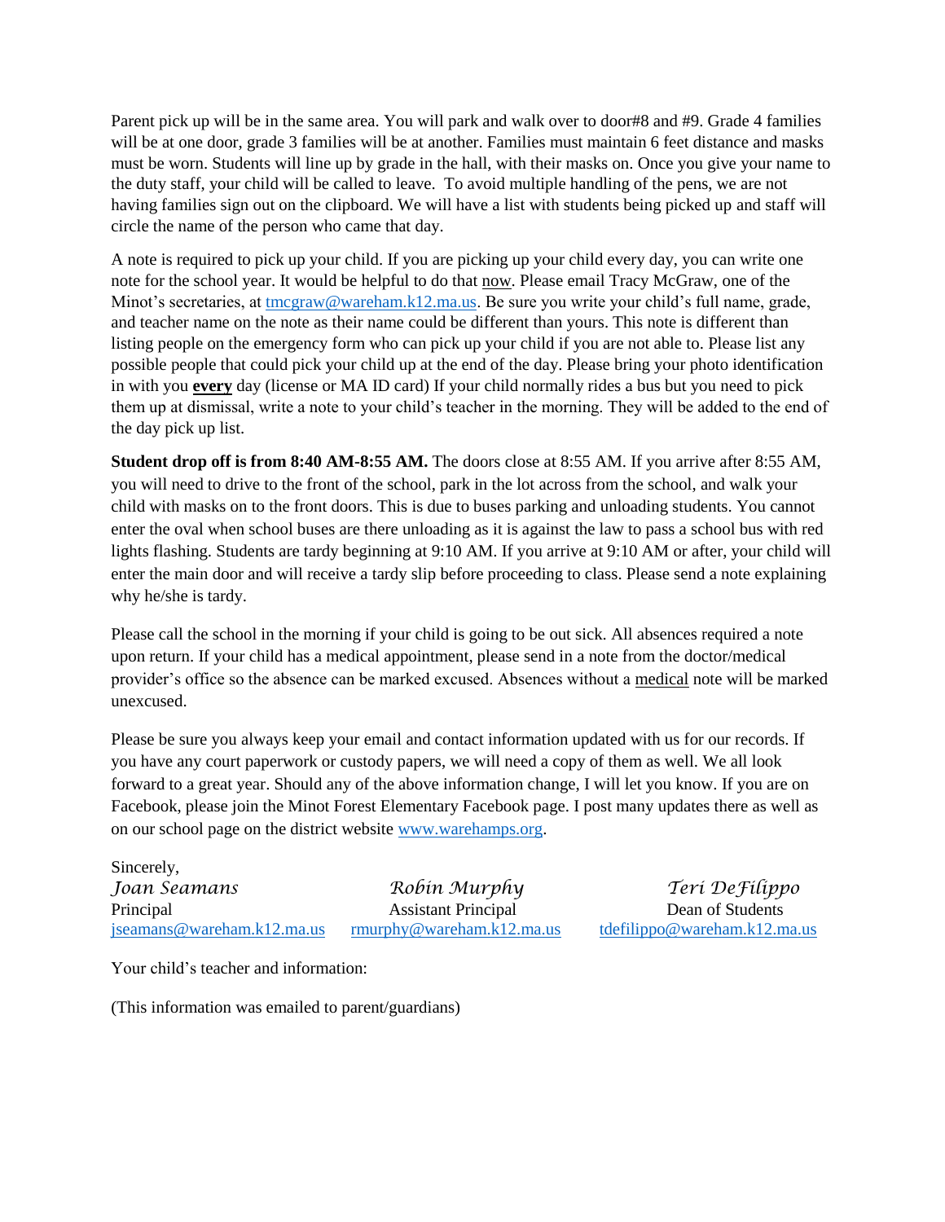Parent pick up will be in the same area. You will park and walk over to door#8 and #9. Grade 4 families will be at one door, grade 3 families will be at another. Families must maintain 6 feet distance and masks must be worn. Students will line up by grade in the hall, with their masks on. Once you give your name to the duty staff, your child will be called to leave. To avoid multiple handling of the pens, we are not having families sign out on the clipboard. We will have a list with students being picked up and staff will circle the name of the person who came that day.

A note is required to pick up your child. If you are picking up your child every day, you can write one note for the school year. It would be helpful to do that <u>now</u>. Please email Tracy McGraw, one of the Minot's secretaries, at tmcgraw@wareham.k12.ma.us. Be sure you write your child's full name, grade, and teacher name on the note as their name could be different than yours. This note is different than listing people on the emergency form who can pick up your child if you are not able to. Please list any possible people that could pick your child up at the end of the day. Please bring your photo identification in with you <u>**every**</u> day (license or MA ID card) If your child normally rides a bus but you need to pick them up at dismissal, write a note to your child's teacher in the morning. They will be added to the end of the day pick up list.

**Student drop off is from 8:40 AM-8:55 AM.** The doors close at 8:55 AM. If you arrive after 8:55 AM, you will need to drive to the front of the school, park in the lot across from the school, and walk your child with masks on to the front doors. This is due to buses parking and unloading students. You cannot enter the oval when school buses are there unloading as it is against the law to pass a school bus with red lights flashing. Students are tardy beginning at 9:10 AM. If you arrive at 9:10 AM or after, your child will enter the main door and will receive a tardy slip before proceeding to class. Please send a note explaining why he/she is tardy.

Please call the school in the morning if your child is going to be out sick. All absences required a note upon return. If your child has a medical appointment, please send in a note from the doctor/medical provider's office so the absence can be marked excused. Absences without a <u>medical</u> note will be marked unexcused.

Please be sure you always keep your email and contact information updated with us for our records. If you have any court paperwork or custody papers, we will need a copy of them as well. We all look forward to a great year. Should any of the above information change, I will let you know. If you are on Facebook, please join the Minot Forest Elementary Facebook page. I post many updates there as well as on our school page on the district website www.warehamps.org.

Sincerely,

*Joan Seamans*
Principal
jseamans@wareham.k12.ma.us

*Robin Murphy*
Assistant Principal
rmurphy@wareham.k12.ma.us

*Teri DeFilippo*
Dean of Students
tdefilippo@wareham.k12.ma.us

Your child's teacher and information:

(This information was emailed to parent/guardians)